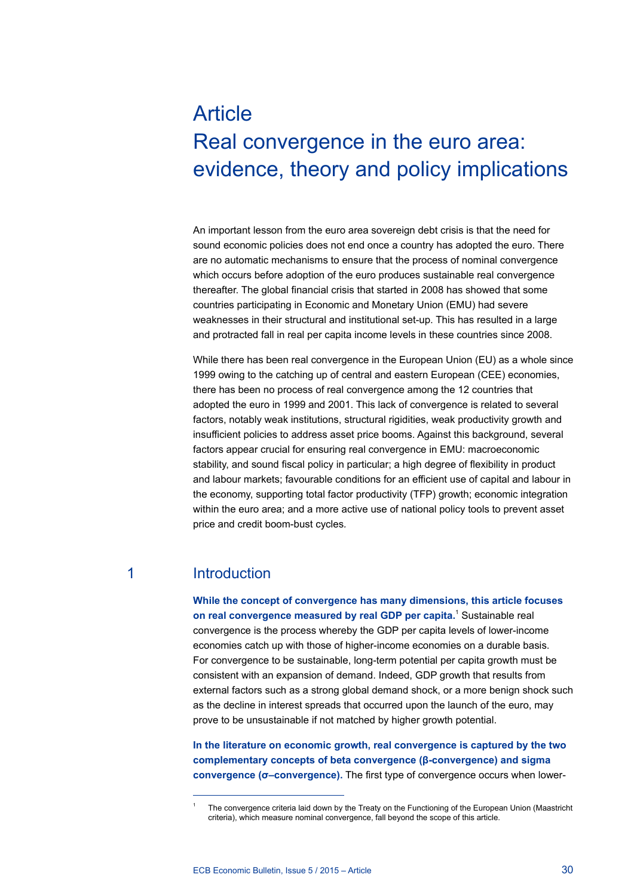# Article

# Real convergence in the euro area: evidence, theory and policy implications

An important lesson from the euro area sovereign debt crisis is that the need for sound economic policies does not end once a country has adopted the euro. There are no automatic mechanisms to ensure that the process of nominal convergence which occurs before adoption of the euro produces sustainable real convergence thereafter. The global financial crisis that started in 2008 has showed that some countries participating in Economic and Monetary Union (EMU) had severe weaknesses in their structural and institutional set-up. This has resulted in a large and protracted fall in real per capita income levels in these countries since 2008.

While there has been real convergence in the European Union (EU) as a whole since 1999 owing to the catching up of central and eastern European (CEE) economies, there has been no process of real convergence among the 12 countries that adopted the euro in 1999 and 2001. This lack of convergence is related to several factors, notably weak institutions, structural rigidities, weak productivity growth and insufficient policies to address asset price booms. Against this background, several factors appear crucial for ensuring real convergence in EMU: macroeconomic stability, and sound fiscal policy in particular; a high degree of flexibility in product and labour markets; favourable conditions for an efficient use of capital and labour in the economy, supporting total factor productivity (TFP) growth; economic integration within the euro area; and a more active use of national policy tools to prevent asset price and credit boom-bust cycles.

## 1 Introduction

**While the concept of convergence has many dimensions, this article focuses on real convergence measured by real GDP per capita.**[1] Sustainable real convergence is the process whereby the GDP per capita levels of lower-income economies catch up with those of higher-income economies on a durable basis. For convergence to be sustainable, long-term potential per capita growth must be consistent with an expansion of demand. Indeed, GDP growth that results from external factors such as a strong global demand shock, or a more benign shock such as the decline in interest spreads that occurred upon the launch of the euro, may prove to be unsustainable if not matched by higher growth potential.

**In the literature on economic growth, real convergence is captured by the two complementary concepts of beta convergence (β-convergence) and sigma convergence (σ–convergence).** The first type of convergence occurs when lower-

[1] The convergence criteria laid down by the Treaty on the Functioning of the European Union (Maastricht criteria), which measure nominal convergence, fall beyond the scope of this article.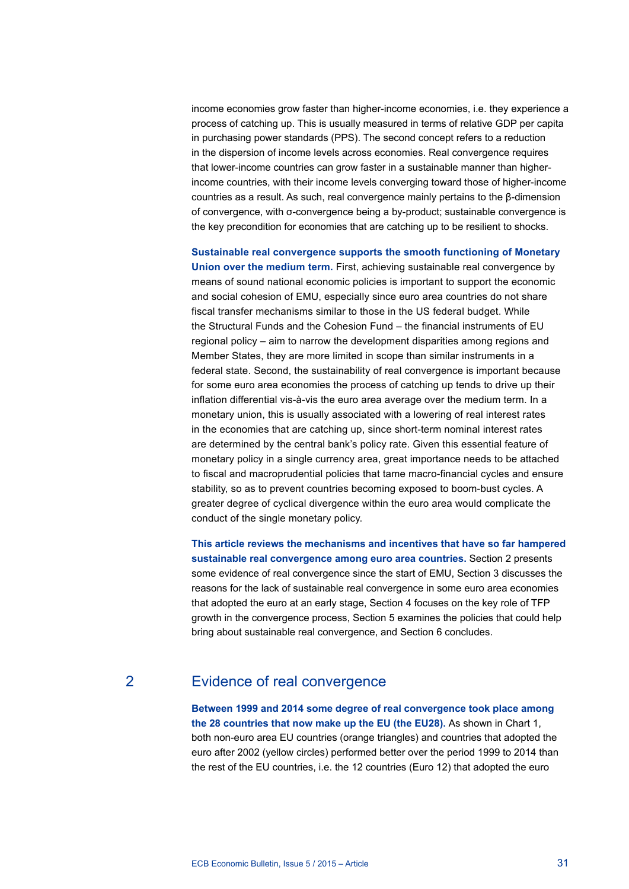income economies grow faster than higher-income economies, i.e. they experience a process of catching up. This is usually measured in terms of relative GDP per capita in purchasing power standards (PPS). The second concept refers to a reduction in the dispersion of income levels across economies. Real convergence requires that lower-income countries can grow faster in a sustainable manner than higher-income countries, with their income levels converging toward those of higher-income countries as a result. As such, real convergence mainly pertains to the β-dimension of convergence, with σ-convergence being a by-product; sustainable convergence is the key precondition for economies that are catching up to be resilient to shocks.

**Sustainable real convergence supports the smooth functioning of Monetary Union over the medium term.** First, achieving sustainable real convergence by means of sound national economic policies is important to support the economic and social cohesion of EMU, especially since euro area countries do not share fiscal transfer mechanisms similar to those in the US federal budget. While the Structural Funds and the Cohesion Fund – the financial instruments of EU regional policy – aim to narrow the development disparities among regions and Member States, they are more limited in scope than similar instruments in a federal state. Second, the sustainability of real convergence is important because for some euro area economies the process of catching up tends to drive up their inflation differential vis-à-vis the euro area average over the medium term. In a monetary union, this is usually associated with a lowering of real interest rates in the economies that are catching up, since short-term nominal interest rates are determined by the central bank's policy rate. Given this essential feature of monetary policy in a single currency area, great importance needs to be attached to fiscal and macroprudential policies that tame macro-financial cycles and ensure stability, so as to prevent countries becoming exposed to boom-bust cycles. A greater degree of cyclical divergence within the euro area would complicate the conduct of the single monetary policy.

**This article reviews the mechanisms and incentives that have so far hampered sustainable real convergence among euro area countries.** Section 2 presents some evidence of real convergence since the start of EMU, Section 3 discusses the reasons for the lack of sustainable real convergence in some euro area economies that adopted the euro at an early stage, Section 4 focuses on the key role of TFP growth in the convergence process, Section 5 examines the policies that could help bring about sustainable real convergence, and Section 6 concludes.

## 2 Evidence of real convergence

**Between 1999 and 2014 some degree of real convergence took place among the 28 countries that now make up the EU (the EU28).** As shown in Chart 1, both non-euro area EU countries (orange triangles) and countries that adopted the euro after 2002 (yellow circles) performed better over the period 1999 to 2014 than the rest of the EU countries, i.e. the 12 countries (Euro 12) that adopted the euro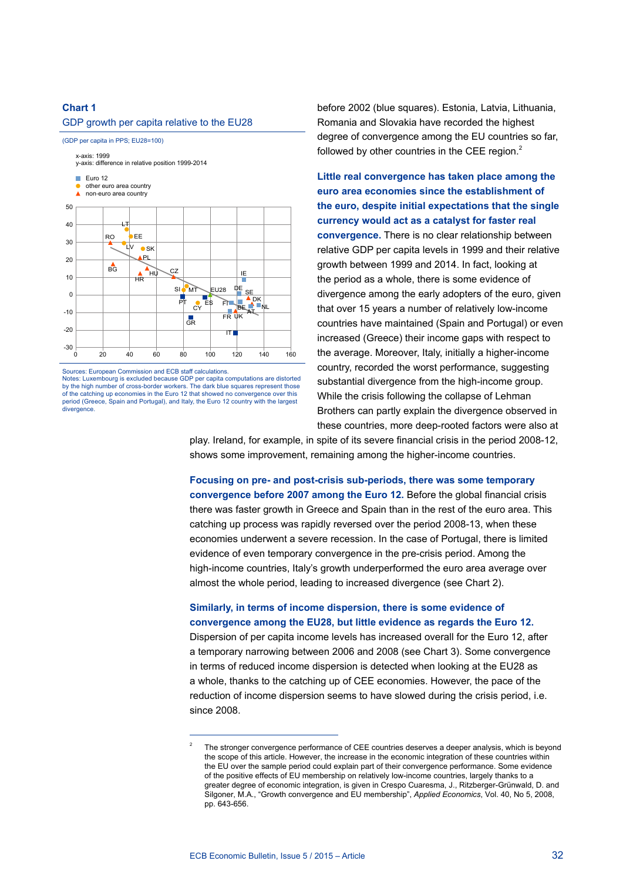**Chart 1**

GDP growth per capita relative to the EU28

(GDP per capita in PPS; EU28=100)

Sources: European Commission and ECB staff calculations.
Notes: Luxembourg is excluded because GDP per capita computations are distorted by the high number of cross-border workers. The dark blue squares represent those of the catching up economies in the Euro 12 that showed no convergence over this period (Greece, Spain and Portugal), and Italy, the Euro 12 country with the largest divergence.

before 2002 (blue squares). Estonia, Latvia, Lithuania, Romania and Slovakia have recorded the highest degree of convergence among the EU countries so far, followed by other countries in the CEE region.[2]

**Little real convergence has taken place among the euro area economies since the establishment of the euro, despite initial expectations that the single currency would act as a catalyst for faster real convergence.** There is no clear relationship between relative GDP per capita levels in 1999 and their relative growth between 1999 and 2014. In fact, looking at the period as a whole, there is some evidence of divergence among the early adopters of the euro, given that over 15 years a number of relatively low-income countries have maintained (Spain and Portugal) or even increased (Greece) their income gaps with respect to the average. Moreover, Italy, initially a higher-income country, recorded the worst performance, suggesting substantial divergence from the high-income group. While the crisis following the collapse of Lehman Brothers can partly explain the divergence observed in these countries, more deep-rooted factors were also at play. Ireland, for example, in spite of its severe financial crisis in the period 2008-12, shows some improvement, remaining among the higher-income countries.

**Focusing on pre- and post-crisis sub-periods, there was some temporary convergence before 2007 among the Euro 12.** Before the global financial crisis there was faster growth in Greece and Spain than in the rest of the euro area. This catching up process was rapidly reversed over the period 2008-13, when these economies underwent a severe recession. In the case of Portugal, there is limited evidence of even temporary convergence in the pre-crisis period. Among the high-income countries, Italy's growth underperformed the euro area average over almost the whole period, leading to increased divergence (see Chart 2).

**Similarly, in terms of income dispersion, there is some evidence of convergence among the EU28, but little evidence as regards the Euro 12.** Dispersion of per capita income levels has increased overall for the Euro 12, after a temporary narrowing between 2006 and 2008 (see Chart 3). Some convergence in terms of reduced income dispersion is detected when looking at the EU28 as a whole, thanks to the catching up of CEE economies. However, the pace of the reduction of income dispersion seems to have slowed during the crisis period, i.e. since 2008.

---

[2] The stronger convergence performance of CEE countries deserves a deeper analysis, which is beyond the scope of this article. However, the increase in the economic integration of these countries within the EU over the sample period could explain part of their convergence performance. Some evidence of the positive effects of EU membership on relatively low-income countries, largely thanks to a greater degree of economic integration, is given in Crespo Cuaresma, J., Ritzberger-Grünwald, D. and Silgoner, M.A., "Growth convergence and EU membership", *Applied Economics*, Vol. 40, No 5, 2008, pp. 643-656.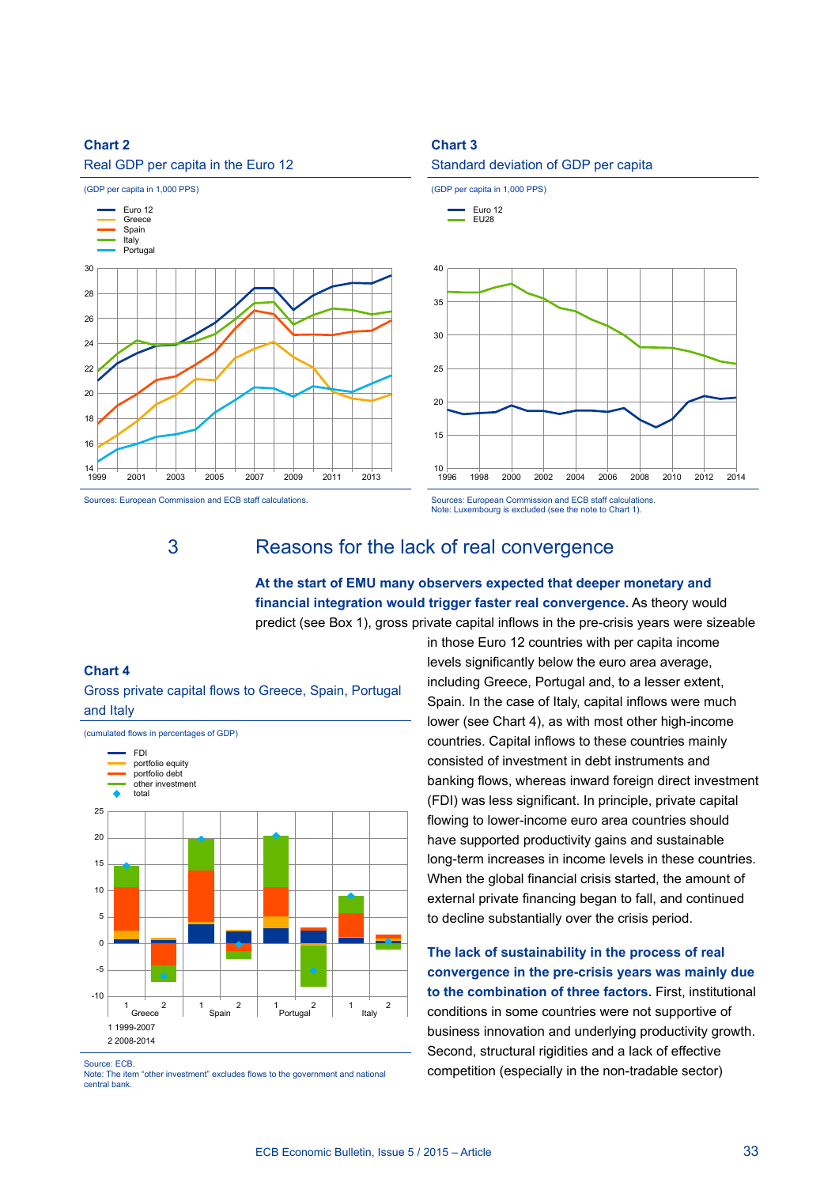**Chart 2**
Real GDP per capita in the Euro 12

(GDP per capita in 1,000 PPS)

Sources: European Commission and ECB staff calculations.

**Chart 3**
Standard deviation of GDP per capita

(GDP per capita in 1,000 PPS)

Sources: European Commission and ECB staff calculations.
Note: Luxembourg is excluded (see the note to Chart 1).

## 3 Reasons for the lack of real convergence

**At the start of EMU many observers expected that deeper monetary and financial integration would trigger faster real convergence.** As theory would predict (see Box 1), gross private capital inflows in the pre-crisis years were sizeable in those Euro 12 countries with per capita income levels significantly below the euro area average, including Greece, Portugal and, to a lesser extent, Spain. In the case of Italy, capital inflows were much lower (see Chart 4), as with most other high-income countries. Capital inflows to these countries mainly consisted of investment in debt instruments and banking flows, whereas inward foreign direct investment (FDI) was less significant. In principle, private capital flowing to lower-income euro area countries should have supported productivity gains and sustainable long-term increases in income levels in these countries. When the global financial crisis started, the amount of external private financing began to fall, and continued to decline substantially over the crisis period.

**Chart 4**
Gross private capital flows to Greece, Spain, Portugal and Italy

(cumulated flows in percentages of GDP)

1 1999-2007
2 2008-2014

Source: ECB.
Note: The item "other investment" excludes flows to the government and national central bank.

**The lack of sustainability in the process of real convergence in the pre-crisis years was mainly due to the combination of three factors.** First, institutional conditions in some countries were not supportive of business innovation and underlying productivity growth. Second, structural rigidities and a lack of effective competition (especially in the non-tradable sector)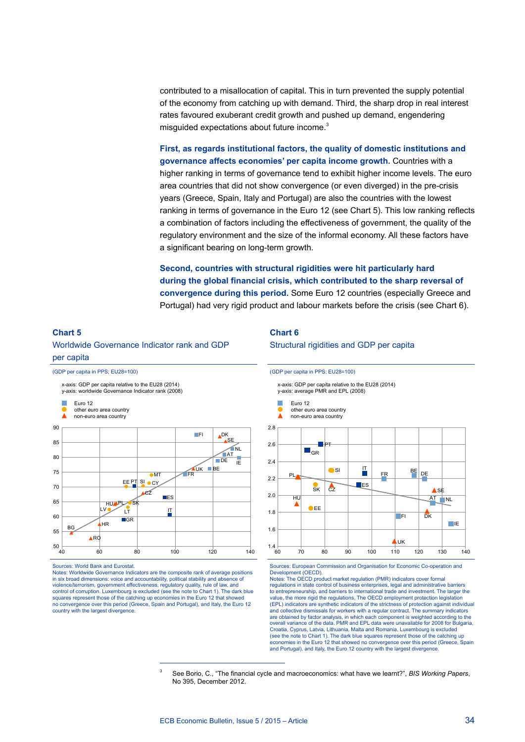contributed to a misallocation of capital. This in turn prevented the supply potential of the economy from catching up with demand. Third, the sharp drop in real interest rates favoured exuberant credit growth and pushed up demand, engendering misguided expectations about future income.[3]

**First, as regards institutional factors, the quality of domestic institutions and governance affects economies' per capita income growth.** Countries with a higher ranking in terms of governance tend to exhibit higher income levels. The euro area countries that did not show convergence (or even diverged) in the pre-crisis years (Greece, Spain, Italy and Portugal) are also the countries with the lowest ranking in terms of governance in the Euro 12 (see Chart 5). This low ranking reflects a combination of factors including the effectiveness of government, the quality of the regulatory environment and the size of the informal economy. All these factors have a significant bearing on long-term growth.

**Second, countries with structural rigidities were hit particularly hard during the global financial crisis, which contributed to the sharp reversal of convergence during this period.** Some Euro 12 countries (especially Greece and Portugal) had very rigid product and labour markets before the crisis (see Chart 6).

### Chart 5
Worldwide Governance Indicator rank and GDP per capita

(GDP per capita in PPS; EU28=100)

x-axis: GDP per capita relative to the EU28 (2014)
y-axis: worldwide Governance Indicator rank (2008)

Euro 12
other euro area country
non-euro area country

Sources: World Bank and Eurostat.
Notes: Worldwide Governance Indicators are the composite rank of average positions in six broad dimensions: voice and accountability, political stability and absence of violence/terrorism, government effectiveness, regulatory quality, rule of law, and control of corruption. Luxembourg is excluded (see the note to Chart 1). The dark blue squares represent those of the catching up economies in the Euro 12 that showed no convergence over this period (Greece, Spain and Portugal), and Italy, the Euro 12 country with the largest divergence.

### Chart 6
Structural rigidities and GDP per capita

(GDP per capita in PPS; EU28=100)

x-axis: GDP per capita relative to the EU28 (2014)
y-axis: average PMR and EPL (2008)

Euro 12
other euro area country
non-euro area country

Sources: European Commission and Organisation for Economic Co-operation and Development (OECD).
Notes: The OECD product market regulation (PMR) indicators cover formal regulations in state control of business enterprises, legal and administrative barriers to entrepreneurship, and barriers to international trade and investment. The larger the value, the more rigid the regulations. The OECD employment protection legislation (EPL) indicators are synthetic indicators of the strictness of protection against individual and collective dismissals for workers with a regular contract. The summary indicators are obtained by factor analysis, in which each component is weighted according to the overall variance of the data. PMR and EPL data were unavailable for 2008 for Bulgaria, Croatia, Cyprus, Latvia, Lithuania, Malta and Romania. Luxembourg is excluded (see the note to Chart 1). The dark blue squares represent those of the catching up economies in the Euro 12 that showed no convergence over this period (Greece, Spain and Portugal), and Italy, the Euro 12 country with the largest divergence.

---

[3] See Borio, C., "The financial cycle and macroeconomics: what have we learnt?", *BIS Working Papers*, No 395, December 2012.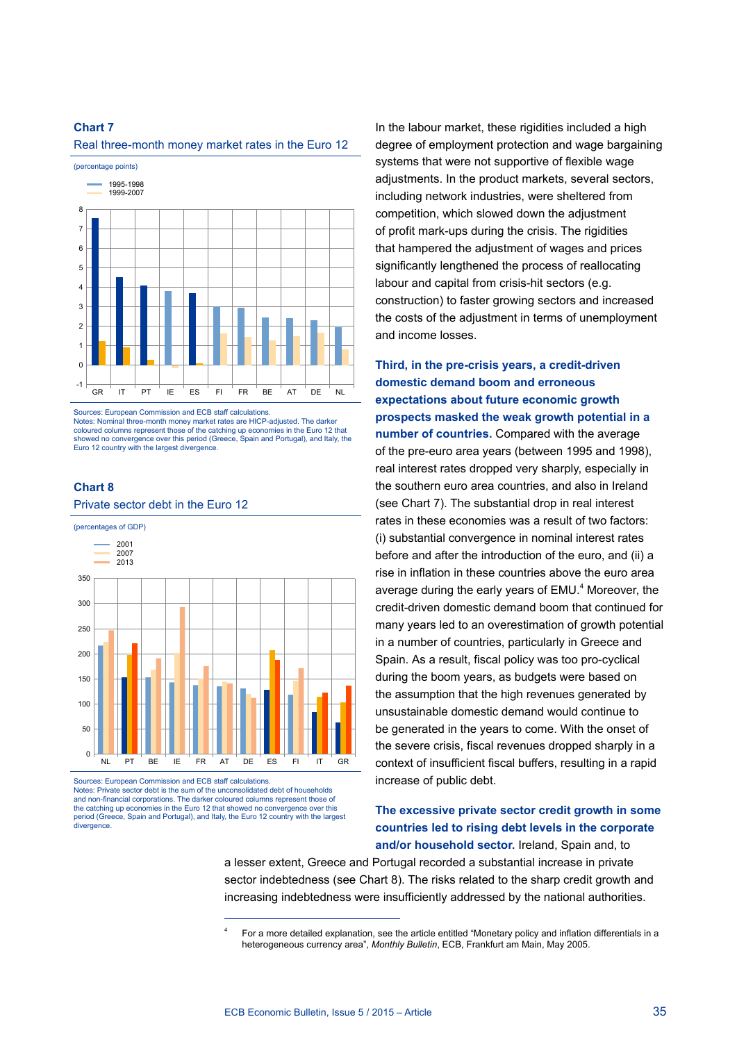**Chart 7**
Real three-month money market rates in the Euro 12

(percentage points)

Sources: European Commission and ECB staff calculations.
Notes: Nominal three-month money market rates are HICP-adjusted. The darker coloured columns represent those of the catching up economies in the Euro 12 that showed no convergence over this period (Greece, Spain and Portugal), and Italy, the Euro 12 country with the largest divergence.

**Chart 8**
Private sector debt in the Euro 12

(percentages of GDP)

Sources: European Commission and ECB staff calculations.
Notes: Private sector debt is the sum of the unconsolidated debt of households and non-financial corporations. The darker coloured columns represent those of the catching up economies in the Euro 12 that showed no convergence over this period (Greece, Spain and Portugal), and Italy, the Euro 12 country with the largest divergence.

In the labour market, these rigidities included a high degree of employment protection and wage bargaining systems that were not supportive of flexible wage adjustments. In the product markets, several sectors, including network industries, were sheltered from competition, which slowed down the adjustment of profit mark-ups during the crisis. The rigidities that hampered the adjustment of wages and prices significantly lengthened the process of reallocating labour and capital from crisis-hit sectors (e.g. construction) to faster growing sectors and increased the costs of the adjustment in terms of unemployment and income losses.

**Third, in the pre-crisis years, a credit-driven domestic demand boom and erroneous expectations about future economic growth prospects masked the weak growth potential in a number of countries.** Compared with the average of the pre-euro area years (between 1995 and 1998), real interest rates dropped very sharply, especially in the southern euro area countries, and also in Ireland (see Chart 7). The substantial drop in real interest rates in these economies was a result of two factors: (i) substantial convergence in nominal interest rates before and after the introduction of the euro, and (ii) a rise in inflation in these countries above the euro area average during the early years of EMU.[4] Moreover, the credit-driven domestic demand boom that continued for many years led to an overestimation of growth potential in a number of countries, particularly in Greece and Spain. As a result, fiscal policy was too pro-cyclical during the boom years, as budgets were based on the assumption that the high revenues generated by unsustainable domestic demand would continue to be generated in the years to come. With the onset of the severe crisis, fiscal revenues dropped sharply in a context of insufficient fiscal buffers, resulting in a rapid increase of public debt.

**The excessive private sector credit growth in some countries led to rising debt levels in the corporate and/or household sector.** Ireland, Spain and, to a lesser extent, Greece and Portugal recorded a substantial increase in private sector indebtedness (see Chart 8). The risks related to the sharp credit growth and increasing indebtedness were insufficiently addressed by the national authorities.

[4] For a more detailed explanation, see the article entitled "Monetary policy and inflation differentials in a heterogeneous currency area", *Monthly Bulletin*, ECB, Frankfurt am Main, May 2005.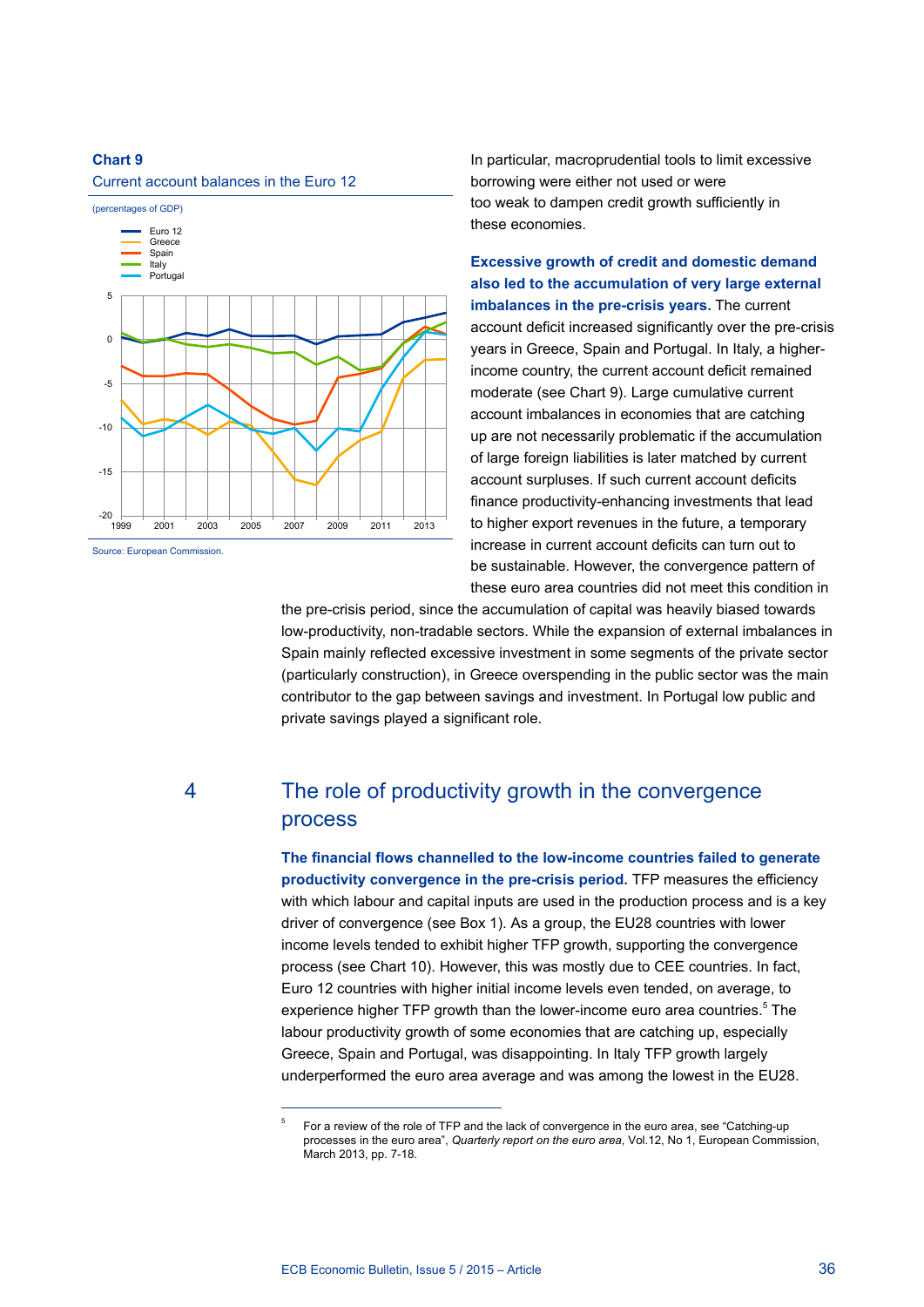**Chart 9**
Current account balances in the Euro 12

(percentages of GDP)

Source: European Commission.

In particular, macroprudential tools to limit excessive borrowing were either not used or were too weak to dampen credit growth sufficiently in these economies.

**Excessive growth of credit and domestic demand also led to the accumulation of very large external imbalances in the pre-crisis years.** The current account deficit increased significantly over the pre-crisis years in Greece, Spain and Portugal. In Italy, a higher-income country, the current account deficit remained moderate (see Chart 9). Large cumulative current account imbalances in economies that are catching up are not necessarily problematic if the accumulation of large foreign liabilities is later matched by current account surpluses. If such current account deficits finance productivity-enhancing investments that lead to higher export revenues in the future, a temporary increase in current account deficits can turn out to be sustainable. However, the convergence pattern of these euro area countries did not meet this condition in the pre-crisis period, since the accumulation of capital was heavily biased towards low-productivity, non-tradable sectors. While the expansion of external imbalances in Spain mainly reflected excessive investment in some segments of the private sector (particularly construction), in Greece overspending in the public sector was the main contributor to the gap between savings and investment. In Portugal low public and private savings played a significant role.

## 4 The role of productivity growth in the convergence process

**The financial flows channelled to the low-income countries failed to generate productivity convergence in the pre-crisis period.** TFP measures the efficiency with which labour and capital inputs are used in the production process and is a key driver of convergence (see Box 1). As a group, the EU28 countries with lower income levels tended to exhibit higher TFP growth, supporting the convergence process (see Chart 10). However, this was mostly due to CEE countries. In fact, Euro 12 countries with higher initial income levels even tended, on average, to experience higher TFP growth than the lower-income euro area countries.[5] The labour productivity growth of some economies that are catching up, especially Greece, Spain and Portugal, was disappointing. In Italy TFP growth largely underperformed the euro area average and was among the lowest in the EU28.

[5] For a review of the role of TFP and the lack of convergence in the euro area, see "Catching-up processes in the euro area", *Quarterly report on the euro area*, Vol.12, No 1, European Commission, March 2013, pp. 7-18.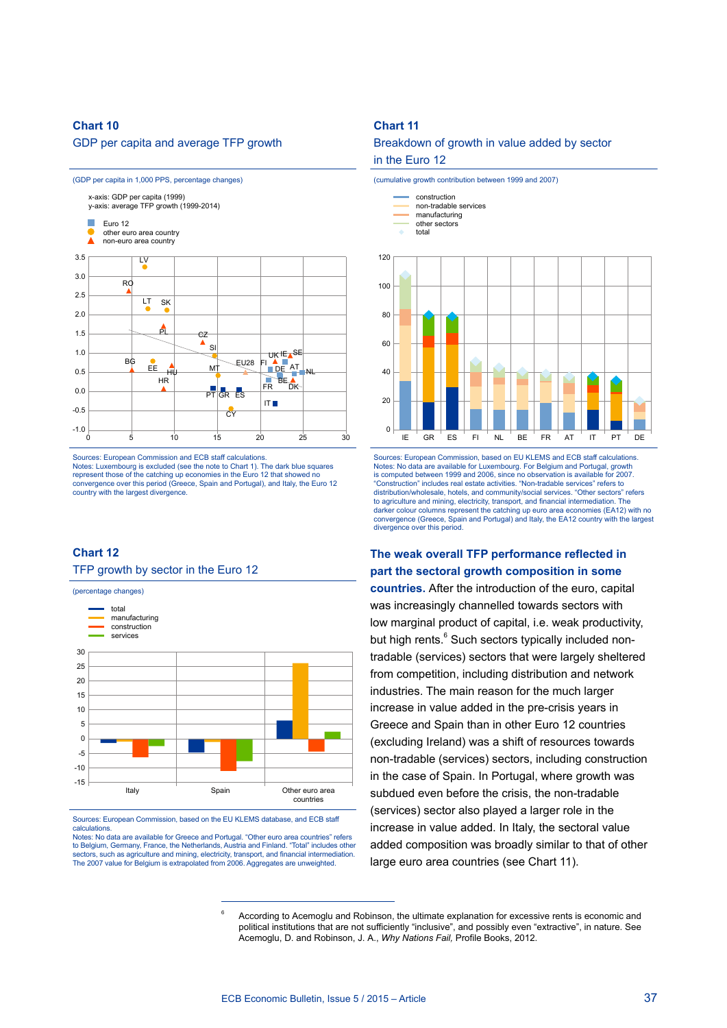### Chart 10

GDP per capita and average TFP growth

(GDP per capita in 1,000 PPS, percentage changes)

x-axis: GDP per capita (1999)
y-axis: average TFP growth (1999-2014)

- Euro 12
- other euro area country
- non-euro area country

Sources: European Commission and ECB staff calculations.
Notes: Luxembourg is excluded (see the note to Chart 1). The dark blue squares represent those of the catching up economies in the Euro 12 that showed no convergence over this period (Greece, Spain and Portugal), and Italy, the Euro 12 country with the largest divergence.

### Chart 11

Breakdown of growth in value added by sector in the Euro 12

(cumulative growth contribution between 1999 and 2007)

- construction
- non-tradable services
- manufacturing
- other sectors
- total

Sources: European Commission, based on EU KLEMS and ECB staff calculations.
Notes: No data are available for Luxembourg. For Belgium and Portugal, growth is computed between 1999 and 2006, since no observation is available for 2007. "Construction" includes real estate activities. "Non-tradable services" refers to distribution/wholesale, hotels, and community/social services. "Other sectors" refers to agriculture and mining, electricity, transport, and financial intermediation. The darker colour columns represent the catching up euro area economies (EA12) with no convergence (Greece, Spain and Portugal) and Italy, the EA12 country with the largest divergence over this period.

### Chart 12

TFP growth by sector in the Euro 12

(percentage changes)

- total
- manufacturing
- construction
- services

Sources: European Commission, based on the EU KLEMS database, and ECB staff calculations.
Notes: No data are available for Greece and Portugal. "Other euro area countries" refers to Belgium, Germany, France, the Netherlands, Austria and Finland. "Total" includes other sectors, such as agriculture and mining, electricity, transport, and financial intermediation. The 2007 value for Belgium is extrapolated from 2006. Aggregates are unweighted.

**The weak overall TFP performance reflected in part the sectoral growth composition in some countries.** After the introduction of the euro, capital was increasingly channelled towards sectors with low marginal product of capital, i.e. weak productivity, but high rents.[6] Such sectors typically included non-tradable (services) sectors that were largely sheltered from competition, including distribution and network industries. The main reason for the much larger increase in value added in the pre-crisis years in Greece and Spain than in other Euro 12 countries (excluding Ireland) was a shift of resources towards non-tradable (services) sectors, including construction in the case of Spain. In Portugal, where growth was subdued even before the crisis, the non-tradable (services) sector also played a larger role in the increase in value added. In Italy, the sectoral value added composition was broadly similar to that of other large euro area countries (see Chart 11).

[6] According to Acemoglu and Robinson, the ultimate explanation for excessive rents is economic and political institutions that are not sufficiently "inclusive", and possibly even "extractive", in nature. See Acemoglu, D. and Robinson, J. A., *Why Nations Fail,* Profile Books, 2012.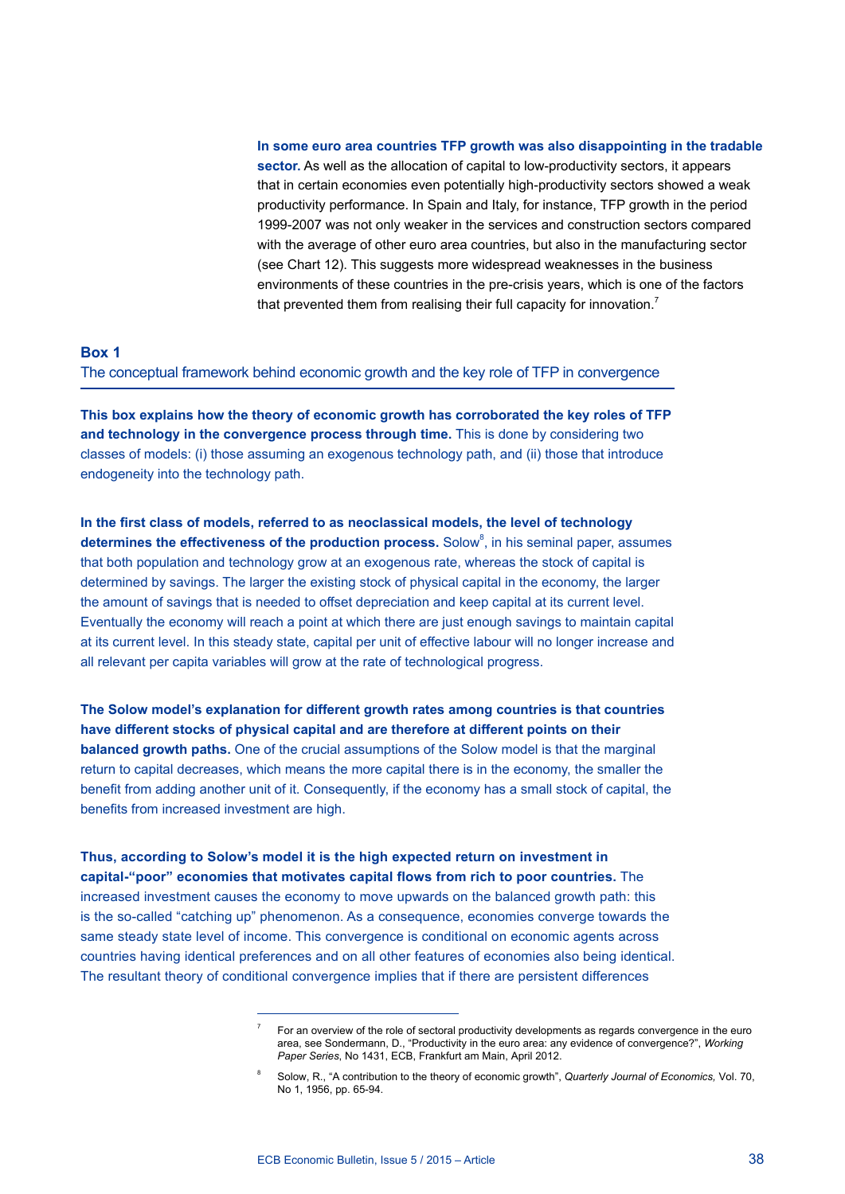**In some euro area countries TFP growth was also disappointing in the tradable sector.** As well as the allocation of capital to low-productivity sectors, it appears that in certain economies even potentially high-productivity sectors showed a weak productivity performance. In Spain and Italy, for instance, TFP growth in the period 1999-2007 was not only weaker in the services and construction sectors compared with the average of other euro area countries, but also in the manufacturing sector (see Chart 12). This suggests more widespread weaknesses in the business environments of these countries in the pre-crisis years, which is one of the factors that prevented them from realising their full capacity for innovation.[7]

## Box 1

### The conceptual framework behind economic growth and the key role of TFP in convergence

**This box explains how the theory of economic growth has corroborated the key roles of TFP and technology in the convergence process through time.** This is done by considering two classes of models: (i) those assuming an exogenous technology path, and (ii) those that introduce endogeneity into the technology path.

**In the first class of models, referred to as neoclassical models, the level of technology determines the effectiveness of the production process.** Solow[8], in his seminal paper, assumes that both population and technology grow at an exogenous rate, whereas the stock of capital is determined by savings. The larger the existing stock of physical capital in the economy, the larger the amount of savings that is needed to offset depreciation and keep capital at its current level. Eventually the economy will reach a point at which there are just enough savings to maintain capital at its current level. In this steady state, capital per unit of effective labour will no longer increase and all relevant per capita variables will grow at the rate of technological progress.

**The Solow model's explanation for different growth rates among countries is that countries have different stocks of physical capital and are therefore at different points on their balanced growth paths.** One of the crucial assumptions of the Solow model is that the marginal return to capital decreases, which means the more capital there is in the economy, the smaller the benefit from adding another unit of it. Consequently, if the economy has a small stock of capital, the benefits from increased investment are high.

**Thus, according to Solow's model it is the high expected return on investment in capital-"poor" economies that motivates capital flows from rich to poor countries.** The increased investment causes the economy to move upwards on the balanced growth path: this is the so-called "catching up" phenomenon. As a consequence, economies converge towards the same steady state level of income. This convergence is conditional on economic agents across countries having identical preferences and on all other features of economies also being identical. The resultant theory of conditional convergence implies that if there are persistent differences

---

[7] For an overview of the role of sectoral productivity developments as regards convergence in the euro area, see Sondermann, D., "Productivity in the euro area: any evidence of convergence?", *Working Paper Series*, No 1431, ECB, Frankfurt am Main, April 2012.

[8] Solow, R., "A contribution to the theory of economic growth", *Quarterly Journal of Economics,* Vol. 70, No 1, 1956, pp. 65-94.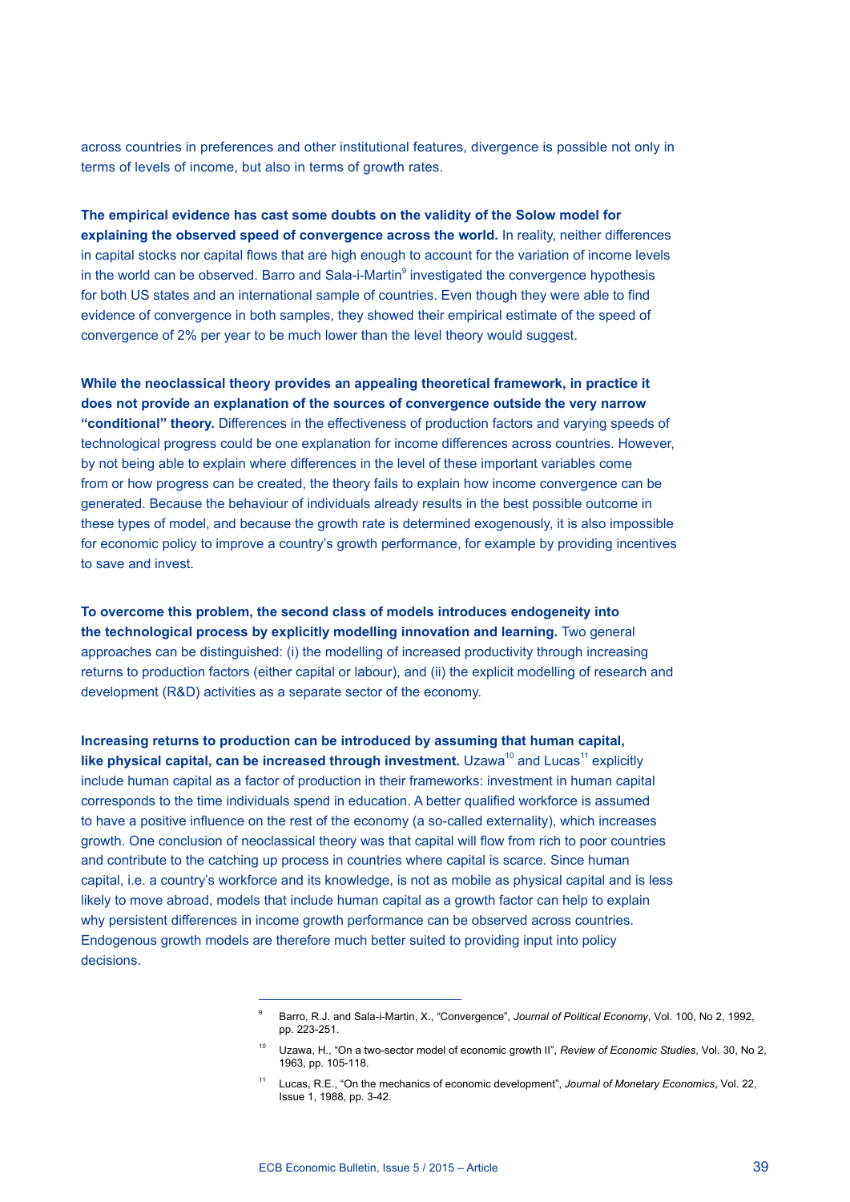across countries in preferences and other institutional features, divergence is possible not only in terms of levels of income, but also in terms of growth rates.

**The empirical evidence has cast some doubts on the validity of the Solow model for explaining the observed speed of convergence across the world.** In reality, neither differences in capital stocks nor capital flows that are high enough to account for the variation of income levels in the world can be observed. Barro and Sala-i-Martin[9] investigated the convergence hypothesis for both US states and an international sample of countries. Even though they were able to find evidence of convergence in both samples, they showed their empirical estimate of the speed of convergence of 2% per year to be much lower than the level theory would suggest.

**While the neoclassical theory provides an appealing theoretical framework, in practice it does not provide an explanation of the sources of convergence outside the very narrow "conditional" theory.** Differences in the effectiveness of production factors and varying speeds of technological progress could be one explanation for income differences across countries. However, by not being able to explain where differences in the level of these important variables come from or how progress can be created, the theory fails to explain how income convergence can be generated. Because the behaviour of individuals already results in the best possible outcome in these types of model, and because the growth rate is determined exogenously, it is also impossible for economic policy to improve a country's growth performance, for example by providing incentives to save and invest.

**To overcome this problem, the second class of models introduces endogeneity into the technological process by explicitly modelling innovation and learning.** Two general approaches can be distinguished: (i) the modelling of increased productivity through increasing returns to production factors (either capital or labour), and (ii) the explicit modelling of research and development (R&D) activities as a separate sector of the economy.

**Increasing returns to production can be introduced by assuming that human capital, like physical capital, can be increased through investment.** Uzawa[10] and Lucas[11] explicitly include human capital as a factor of production in their frameworks: investment in human capital corresponds to the time individuals spend in education. A better qualified workforce is assumed to have a positive influence on the rest of the economy (a so-called externality), which increases growth. One conclusion of neoclassical theory was that capital will flow from rich to poor countries and contribute to the catching up process in countries where capital is scarce. Since human capital, i.e. a country's workforce and its knowledge, is not as mobile as physical capital and is less likely to move abroad, models that include human capital as a growth factor can help to explain why persistent differences in income growth performance can be observed across countries. Endogenous growth models are therefore much better suited to providing input into policy decisions.

---

[9] Barro, R.J. and Sala-i-Martin, X., "Convergence", *Journal of Political Economy*, Vol. 100, No 2, 1992, pp. 223-251.

[10] Uzawa, H., "On a two-sector model of economic growth II", *Review of Economic Studies*, Vol. 30, No 2, 1963, pp. 105-118.

[11] Lucas, R.E., "On the mechanics of economic development", *Journal of Monetary Economics*, Vol. 22, Issue 1, 1988, pp. 3-42.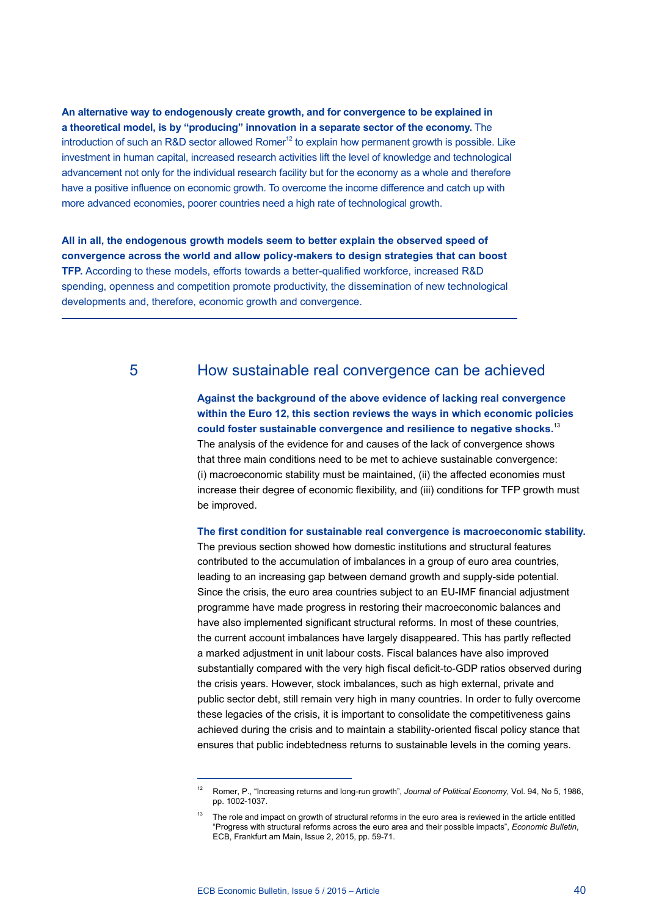**An alternative way to endogenously create growth, and for convergence to be explained in a theoretical model, is by "producing" innovation in a separate sector of the economy.** The introduction of such an R&D sector allowed Romer[12] to explain how permanent growth is possible. Like investment in human capital, increased research activities lift the level of knowledge and technological advancement not only for the individual research facility but for the economy as a whole and therefore have a positive influence on economic growth. To overcome the income difference and catch up with more advanced economies, poorer countries need a high rate of technological growth.

**All in all, the endogenous growth models seem to better explain the observed speed of convergence across the world and allow policy-makers to design strategies that can boost TFP.** According to these models, efforts towards a better-qualified workforce, increased R&D spending, openness and competition promote productivity, the dissemination of new technological developments and, therefore, economic growth and convergence.

---

## 5 How sustainable real convergence can be achieved

**Against the background of the above evidence of lacking real convergence within the Euro 12, this section reviews the ways in which economic policies could foster sustainable convergence and resilience to negative shocks.**[13] The analysis of the evidence for and causes of the lack of convergence shows that three main conditions need to be met to achieve sustainable convergence: (i) macroeconomic stability must be maintained, (ii) the affected economies must increase their degree of economic flexibility, and (iii) conditions for TFP growth must be improved.

**The first condition for sustainable real convergence is macroeconomic stability.** The previous section showed how domestic institutions and structural features contributed to the accumulation of imbalances in a group of euro area countries, leading to an increasing gap between demand growth and supply-side potential. Since the crisis, the euro area countries subject to an EU-IMF financial adjustment programme have made progress in restoring their macroeconomic balances and have also implemented significant structural reforms. In most of these countries, the current account imbalances have largely disappeared. This has partly reflected a marked adjustment in unit labour costs. Fiscal balances have also improved substantially compared with the very high fiscal deficit-to-GDP ratios observed during the crisis years. However, stock imbalances, such as high external, private and public sector debt, still remain very high in many countries. In order to fully overcome these legacies of the crisis, it is important to consolidate the competitiveness gains achieved during the crisis and to maintain a stability-oriented fiscal policy stance that ensures that public indebtedness returns to sustainable levels in the coming years.

---

[12] Romer, P., "Increasing returns and long-run growth", *Journal of Political Economy,* Vol. 94, No 5, 1986, pp. 1002-1037.

[13] The role and impact on growth of structural reforms in the euro area is reviewed in the article entitled "Progress with structural reforms across the euro area and their possible impacts", *Economic Bulletin*, ECB, Frankfurt am Main, Issue 2, 2015, pp. 59-71.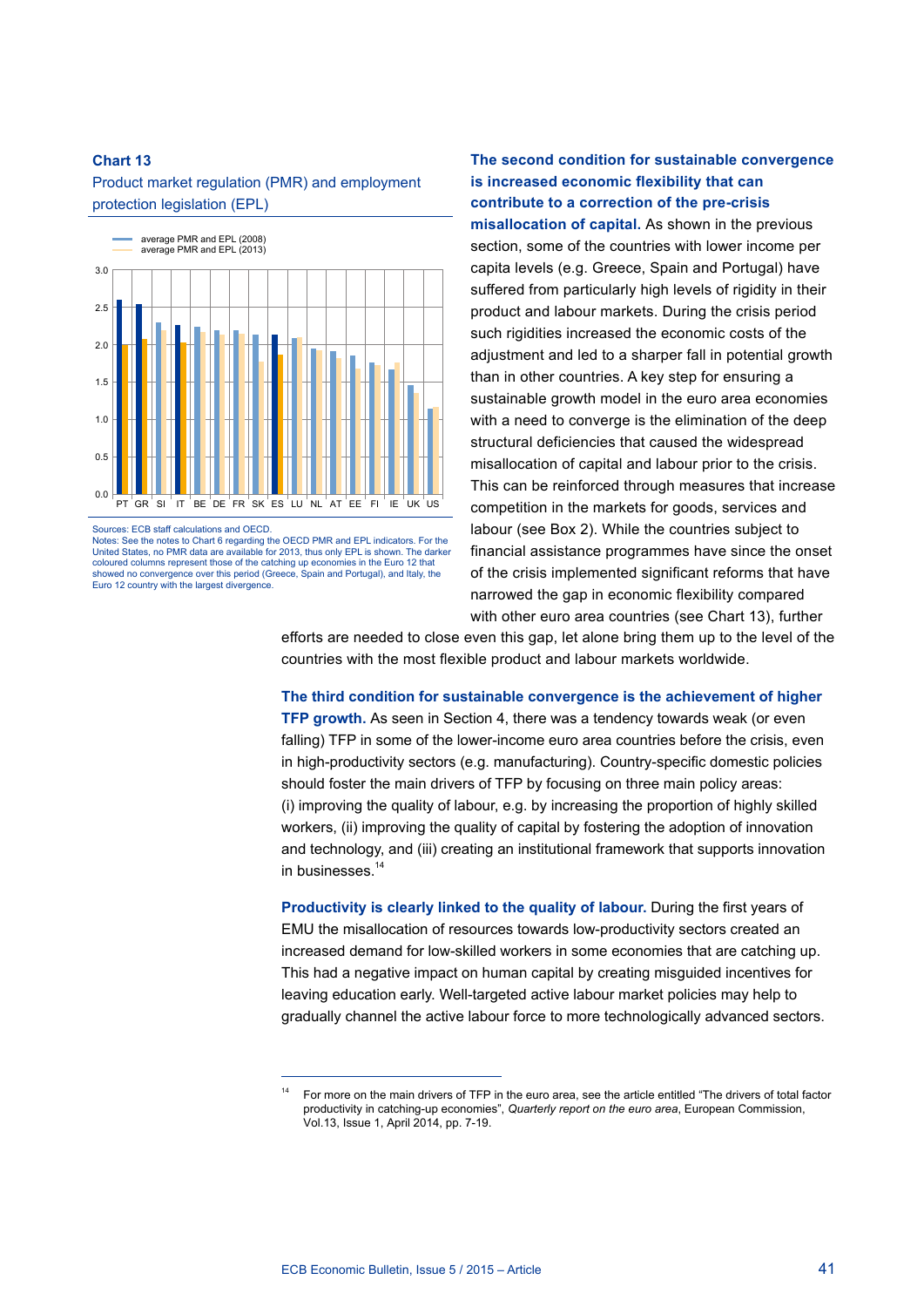**Chart 13**

Product market regulation (PMR) and employment protection legislation (EPL)

Sources: ECB staff calculations and OECD.
Notes: See the notes to Chart 6 regarding the OECD PMR and EPL indicators. For the United States, no PMR data are available for 2013, thus only EPL is shown. The darker coloured columns represent those of the catching up economies in the Euro 12 that showed no convergence over this period (Greece, Spain and Portugal), and Italy, the Euro 12 country with the largest divergence.

**The second condition for sustainable convergence is increased economic flexibility that can contribute to a correction of the pre-crisis misallocation of capital.** As shown in the previous section, some of the countries with lower income per capita levels (e.g. Greece, Spain and Portugal) have suffered from particularly high levels of rigidity in their product and labour markets. During the crisis period such rigidities increased the economic costs of the adjustment and led to a sharper fall in potential growth than in other countries. A key step for ensuring a sustainable growth model in the euro area economies with a need to converge is the elimination of the deep structural deficiencies that caused the widespread misallocation of capital and labour prior to the crisis. This can be reinforced through measures that increase competition in the markets for goods, services and labour (see Box 2). While the countries subject to financial assistance programmes have since the onset of the crisis implemented significant reforms that have narrowed the gap in economic flexibility compared with other euro area countries (see Chart 13), further efforts are needed to close even this gap, let alone bring them up to the level of the countries with the most flexible product and labour markets worldwide.

**The third condition for sustainable convergence is the achievement of higher TFP growth.** As seen in Section 4, there was a tendency towards weak (or even falling) TFP in some of the lower-income euro area countries before the crisis, even in high-productivity sectors (e.g. manufacturing). Country-specific domestic policies should foster the main drivers of TFP by focusing on three main policy areas: (i) improving the quality of labour, e.g. by increasing the proportion of highly skilled workers, (ii) improving the quality of capital by fostering the adoption of innovation and technology, and (iii) creating an institutional framework that supports innovation in businesses.[14]

**Productivity is clearly linked to the quality of labour.** During the first years of EMU the misallocation of resources towards low-productivity sectors created an increased demand for low-skilled workers in some economies that are catching up. This had a negative impact on human capital by creating misguided incentives for leaving education early. Well-targeted active labour market policies may help to gradually channel the active labour force to more technologically advanced sectors.

[14] For more on the main drivers of TFP in the euro area, see the article entitled "The drivers of total factor productivity in catching-up economies", *Quarterly report on the euro area*, European Commission, Vol.13, Issue 1, April 2014, pp. 7-19.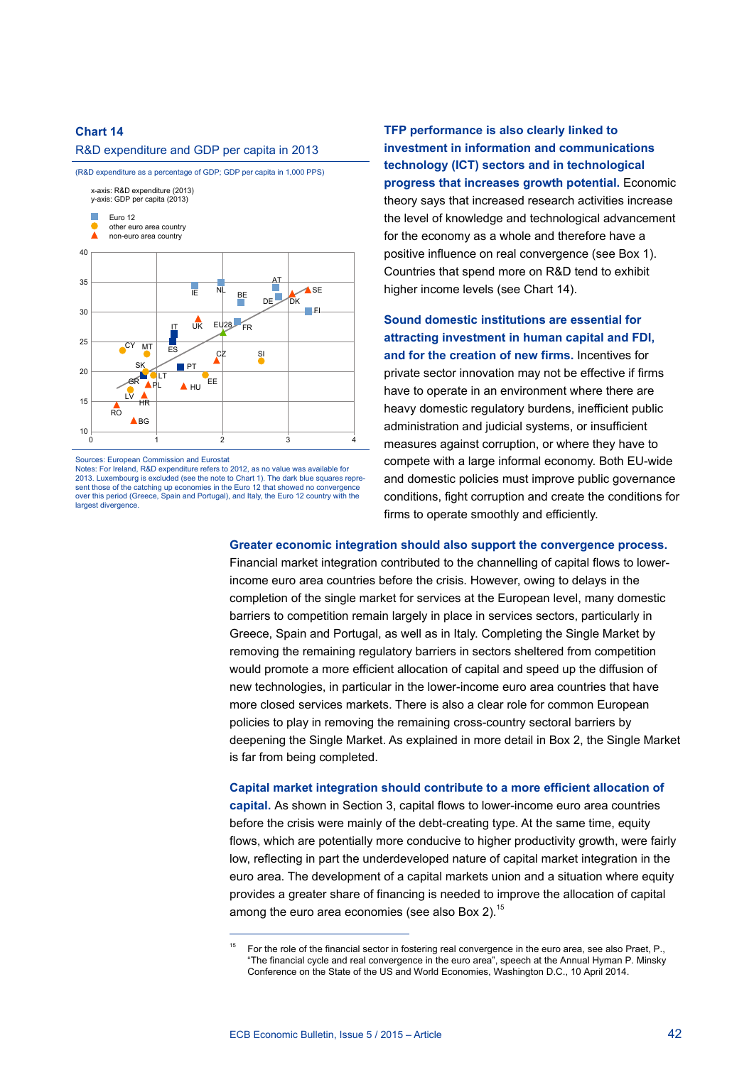**Chart 14**
R&D expenditure and GDP per capita in 2013

(R&D expenditure as a percentage of GDP; GDP per capita in 1,000 PPS)

Sources: European Commission and Eurostat
Notes: For Ireland, R&D expenditure refers to 2012, as no value was available for 2013. Luxembourg is excluded (see the note to Chart 1). The dark blue squares represent those of the catching up economies in the Euro 12 that showed no convergence over this period (Greece, Spain and Portugal), and Italy, the Euro 12 country with the largest divergence.

**TFP performance is also clearly linked to investment in information and communications technology (ICT) sectors and in technological progress that increases growth potential.** Economic theory says that increased research activities increase the level of knowledge and technological advancement for the economy as a whole and therefore have a positive influence on real convergence (see Box 1). Countries that spend more on R&D tend to exhibit higher income levels (see Chart 14).

**Sound domestic institutions are essential for attracting investment in human capital and FDI, and for the creation of new firms.** Incentives for private sector innovation may not be effective if firms have to operate in an environment where there are heavy domestic regulatory burdens, inefficient public administration and judicial systems, or insufficient measures against corruption, or where they have to compete with a large informal economy. Both EU-wide and domestic policies must improve public governance conditions, fight corruption and create the conditions for firms to operate smoothly and efficiently.

**Greater economic integration should also support the convergence process.** Financial market integration contributed to the channelling of capital flows to lower-income euro area countries before the crisis. However, owing to delays in the completion of the single market for services at the European level, many domestic barriers to competition remain largely in place in services sectors, particularly in Greece, Spain and Portugal, as well as in Italy. Completing the Single Market by removing the remaining regulatory barriers in sectors sheltered from competition would promote a more efficient allocation of capital and speed up the diffusion of new technologies, in particular in the lower-income euro area countries that have more closed services markets. There is also a clear role for common European policies to play in removing the remaining cross-country sectoral barriers by deepening the Single Market. As explained in more detail in Box 2, the Single Market is far from being completed.

**Capital market integration should contribute to a more efficient allocation of capital.** As shown in Section 3, capital flows to lower-income euro area countries before the crisis were mainly of the debt-creating type. At the same time, equity flows, which are potentially more conducive to higher productivity growth, were fairly low, reflecting in part the underdeveloped nature of capital market integration in the euro area. The development of a capital markets union and a situation where equity provides a greater share of financing is needed to improve the allocation of capital among the euro area economies (see also Box 2).[15]

[15] For the role of the financial sector in fostering real convergence in the euro area, see also Praet, P., "The financial cycle and real convergence in the euro area", speech at the Annual Hyman P. Minsky Conference on the State of the US and World Economies, Washington D.C., 10 April 2014.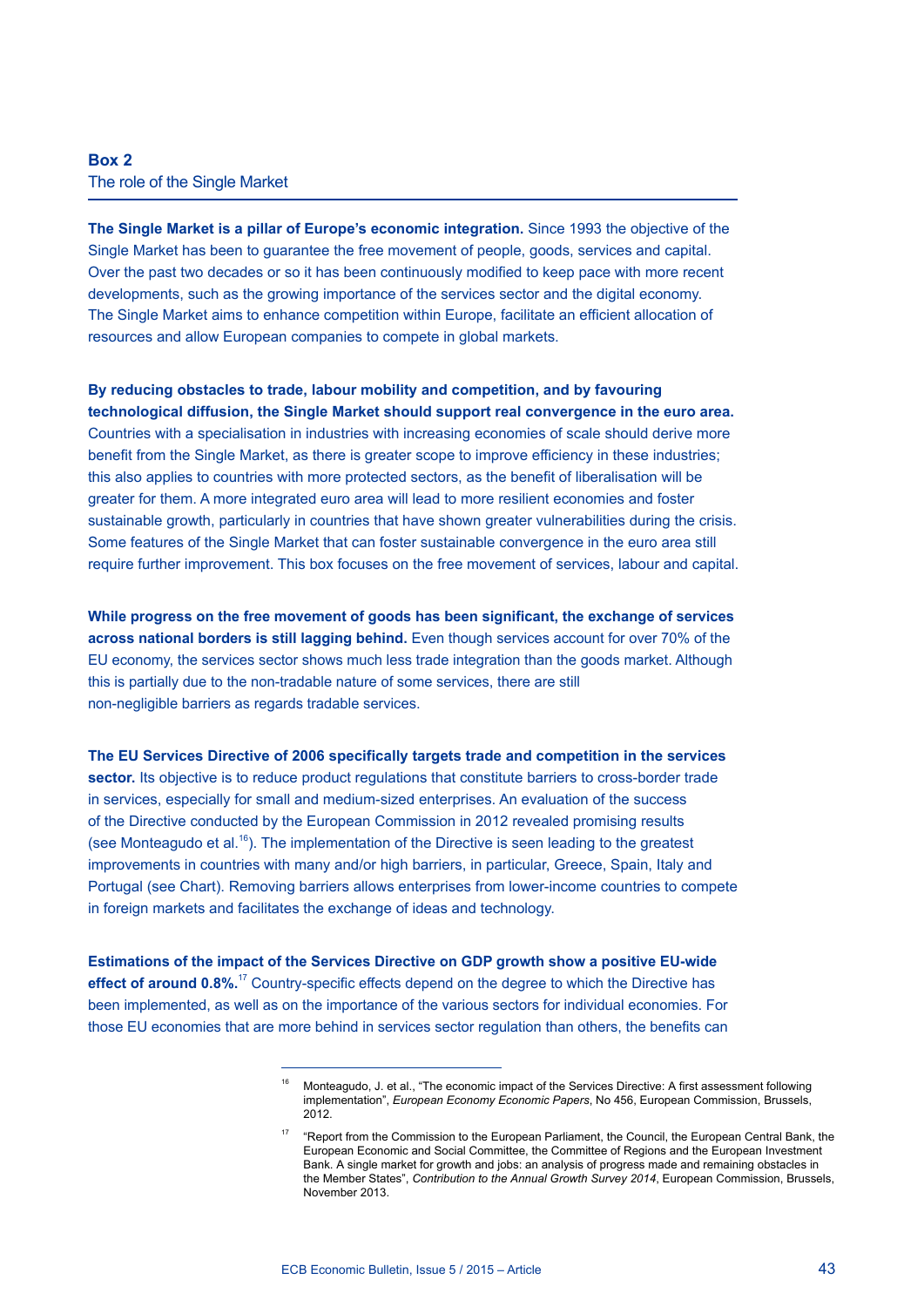### Box 2
The role of the Single Market

**The Single Market is a pillar of Europe's economic integration.** Since 1993 the objective of the Single Market has been to guarantee the free movement of people, goods, services and capital. Over the past two decades or so it has been continuously modified to keep pace with more recent developments, such as the growing importance of the services sector and the digital economy. The Single Market aims to enhance competition within Europe, facilitate an efficient allocation of resources and allow European companies to compete in global markets.

**By reducing obstacles to trade, labour mobility and competition, and by favouring technological diffusion, the Single Market should support real convergence in the euro area.** Countries with a specialisation in industries with increasing economies of scale should derive more benefit from the Single Market, as there is greater scope to improve efficiency in these industries; this also applies to countries with more protected sectors, as the benefit of liberalisation will be greater for them. A more integrated euro area will lead to more resilient economies and foster sustainable growth, particularly in countries that have shown greater vulnerabilities during the crisis. Some features of the Single Market that can foster sustainable convergence in the euro area still require further improvement. This box focuses on the free movement of services, labour and capital.

**While progress on the free movement of goods has been significant, the exchange of services across national borders is still lagging behind.** Even though services account for over 70% of the EU economy, the services sector shows much less trade integration than the goods market. Although this is partially due to the non-tradable nature of some services, there are still non-negligible barriers as regards tradable services.

**The EU Services Directive of 2006 specifically targets trade and competition in the services sector.** Its objective is to reduce product regulations that constitute barriers to cross-border trade in services, especially for small and medium-sized enterprises. An evaluation of the success of the Directive conducted by the European Commission in 2012 revealed promising results (see Monteagudo et al.[16]). The implementation of the Directive is seen leading to the greatest improvements in countries with many and/or high barriers, in particular, Greece, Spain, Italy and Portugal (see Chart). Removing barriers allows enterprises from lower-income countries to compete in foreign markets and facilitates the exchange of ideas and technology.

**Estimations of the impact of the Services Directive on GDP growth show a positive EU-wide effect of around 0.8%.**[17] Country-specific effects depend on the degree to which the Directive has been implemented, as well as on the importance of the various sectors for individual economies. For those EU economies that are more behind in services sector regulation than others, the benefits can

---

[16] Monteagudo, J. et al., "The economic impact of the Services Directive: A first assessment following implementation", *European Economy Economic Papers*, No 456, European Commission, Brussels, 2012.

[17] "Report from the Commission to the European Parliament, the Council, the European Central Bank, the European Economic and Social Committee, the Committee of Regions and the European Investment Bank. A single market for growth and jobs: an analysis of progress made and remaining obstacles in the Member States", *Contribution to the Annual Growth Survey 2014*, European Commission, Brussels, November 2013.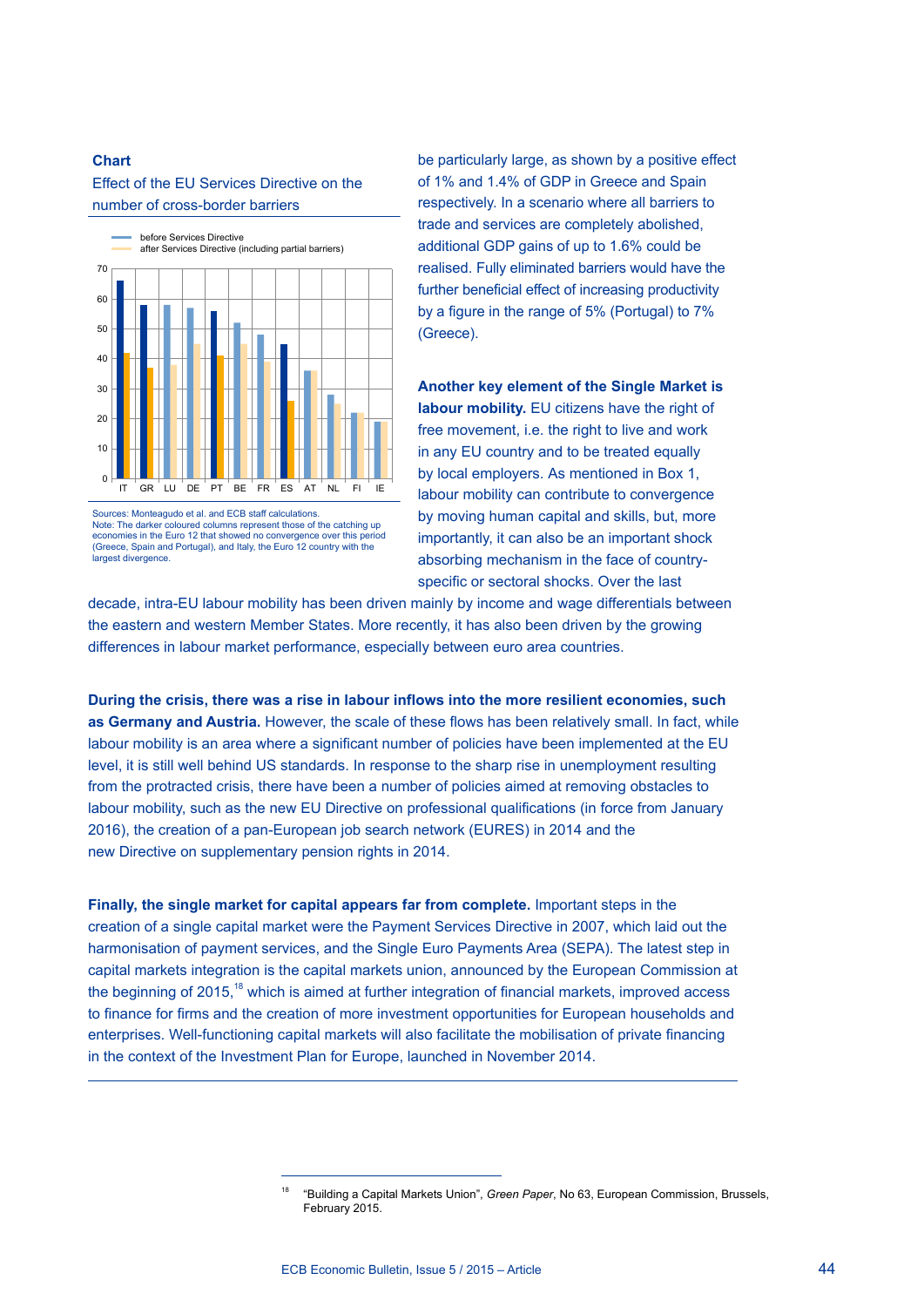**Chart**

Effect of the EU Services Directive on the number of cross-border barriers

Sources: Monteagudo et al. and ECB staff calculations.
Note: The darker coloured columns represent those of the catching up economies in the Euro 12 that showed no convergence over this period (Greece, Spain and Portugal), and Italy, the Euro 12 country with the largest divergence.

be particularly large, as shown by a positive effect of 1% and 1.4% of GDP in Greece and Spain respectively. In a scenario where all barriers to trade and services are completely abolished, additional GDP gains of up to 1.6% could be realised. Fully eliminated barriers would have the further beneficial effect of increasing productivity by a figure in the range of 5% (Portugal) to 7% (Greece).

**Another key element of the Single Market is labour mobility.** EU citizens have the right of free movement, i.e. the right to live and work in any EU country and to be treated equally by local employers. As mentioned in Box 1, labour mobility can contribute to convergence by moving human capital and skills, but, more importantly, it can also be an important shock absorbing mechanism in the face of country-specific or sectoral shocks. Over the last decade, intra-EU labour mobility has been driven mainly by income and wage differentials between the eastern and western Member States. More recently, it has also been driven by the growing differences in labour market performance, especially between euro area countries.

**During the crisis, there was a rise in labour inflows into the more resilient economies, such as Germany and Austria.** However, the scale of these flows has been relatively small. In fact, while labour mobility is an area where a significant number of policies have been implemented at the EU level, it is still well behind US standards. In response to the sharp rise in unemployment resulting from the protracted crisis, there have been a number of policies aimed at removing obstacles to labour mobility, such as the new EU Directive on professional qualifications (in force from January 2016), the creation of a pan-European job search network (EURES) in 2014 and the new Directive on supplementary pension rights in 2014.

**Finally, the single market for capital appears far from complete.** Important steps in the creation of a single capital market were the Payment Services Directive in 2007, which laid out the harmonisation of payment services, and the Single Euro Payments Area (SEPA). The latest step in capital markets integration is the capital markets union, announced by the European Commission at the beginning of 2015,[18] which is aimed at further integration of financial markets, improved access to finance for firms and the creation of more investment opportunities for European households and enterprises. Well-functioning capital markets will also facilitate the mobilisation of private financing in the context of the Investment Plan for Europe, launched in November 2014.

[18] "Building a Capital Markets Union", *Green Paper*, No 63, European Commission, Brussels, February 2015.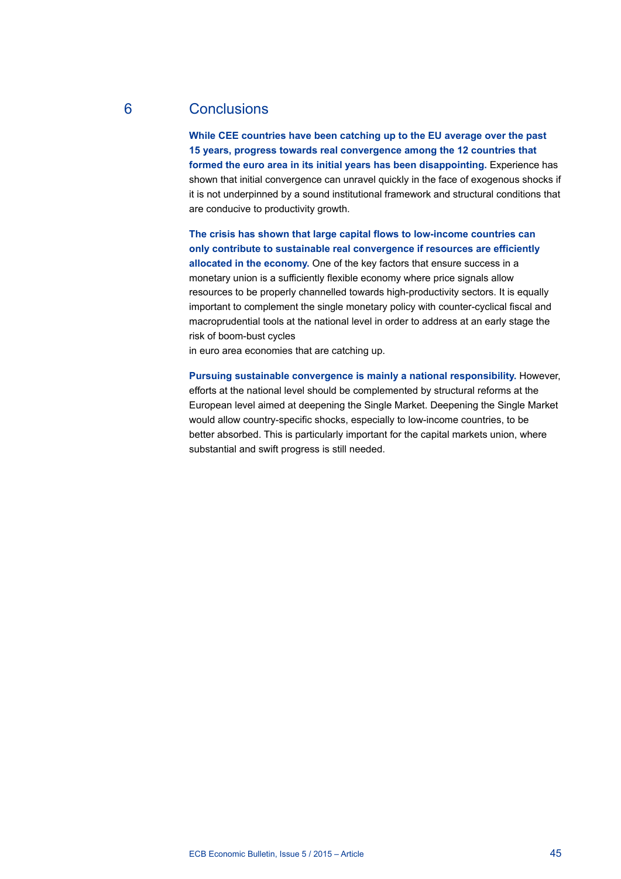## 6 Conclusions

**While CEE countries have been catching up to the EU average over the past 15 years, progress towards real convergence among the 12 countries that formed the euro area in its initial years has been disappointing.** Experience has shown that initial convergence can unravel quickly in the face of exogenous shocks if it is not underpinned by a sound institutional framework and structural conditions that are conducive to productivity growth.

**The crisis has shown that large capital flows to low-income countries can only contribute to sustainable real convergence if resources are efficiently allocated in the economy.** One of the key factors that ensure success in a monetary union is a sufficiently flexible economy where price signals allow resources to be properly channelled towards high-productivity sectors. It is equally important to complement the single monetary policy with counter-cyclical fiscal and macroprudential tools at the national level in order to address at an early stage the risk of boom-bust cycles in euro area economies that are catching up.

**Pursuing sustainable convergence is mainly a national responsibility.** However, efforts at the national level should be complemented by structural reforms at the European level aimed at deepening the Single Market. Deepening the Single Market would allow country-specific shocks, especially to low-income countries, to be better absorbed. This is particularly important for the capital markets union, where substantial and swift progress is still needed.